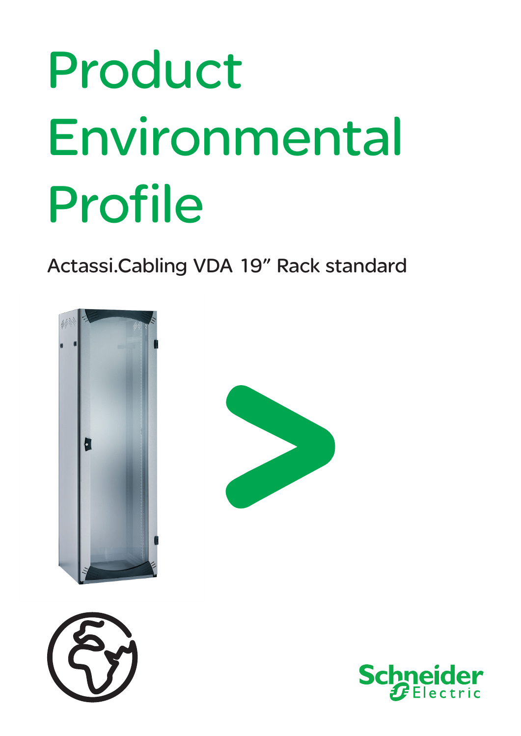# Product Environmental Profile

Actassi.Cabling VDA 19" Rack standard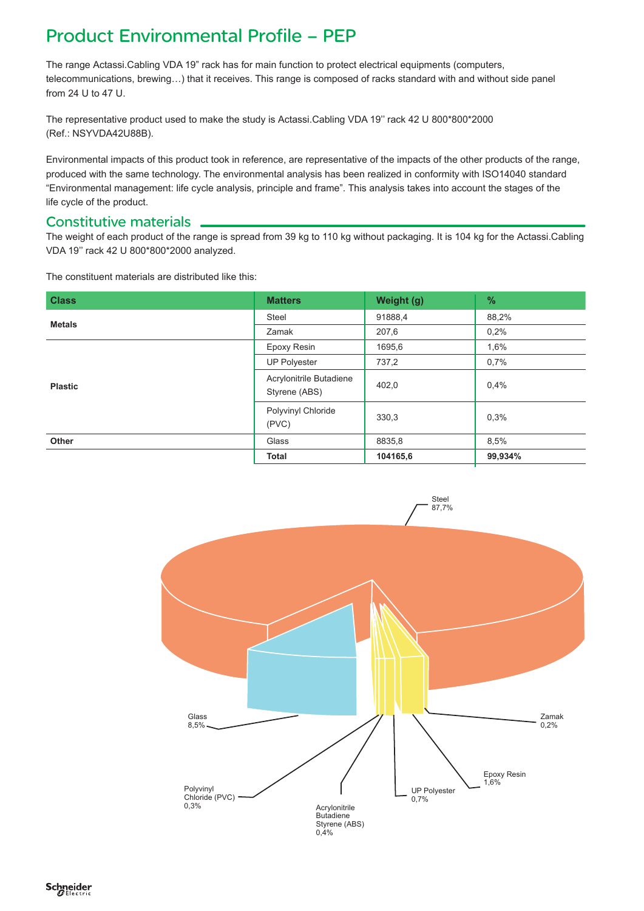# Product Environmental Profile – PEP

The range Actassi.Cabling VDA 19" rack has for main function to protect electrical equipments (computers, telecommunications, brewing…) that it receives. This range is composed of racks standard with and without side panel from 24 U to 47 U.

The representative product used to make the study is Actassi.Cabling VDA 19'' rack 42 U 800*800*2000 (Ref.: NSYVDA42U88B).

Environmental impacts of this product took in reference, are representative of the impacts of the other products of the range, produced with the same technology. The environmental analysis has been realized in conformity with ISO14040 standard "Environmental management: life cycle analysis, principle and frame". This analysis takes into account the stages of the life cycle of the product.

## Constitutive materials

The weight of each product of the range is spread from 39 kg to 110 kg without packaging. It is 104 kg for the Actassi.Cabling VDA 19'' rack 42 U 800*800*2000 analyzed.

The constituent materials are distributed like this:

| Class | Matters | Weight (g) | % |
|---|---|---|---|
| **Metals** | Steel | 91888,4 | 88,2% |
| | Zamak | 207,6 | 0,2% |
| **Plastic** | Epoxy Resin | 1695,6 | 1,6% |
| | UP Polyester | 737,2 | 0,7% |
| | Acrylonitrile Butadiene Styrene (ABS) | 402,0 | 0,4% |
| | Polyvinyl Chloride (PVC) | 330,3 | 0,3% |
| **Other** | Glass | 8835,8 | 8,5% |
| | **Total** | **104165,6** | **99,934%** |

Steel 87,7%; Glass 8,5%; Zamak 0,2%; Epoxy Resin 1,6%; UP Polyester 0,7%; Acrylonitrile Butadiene Styrene (ABS) 0,4%; Polyvinyl Chloride (PVC) 0,3%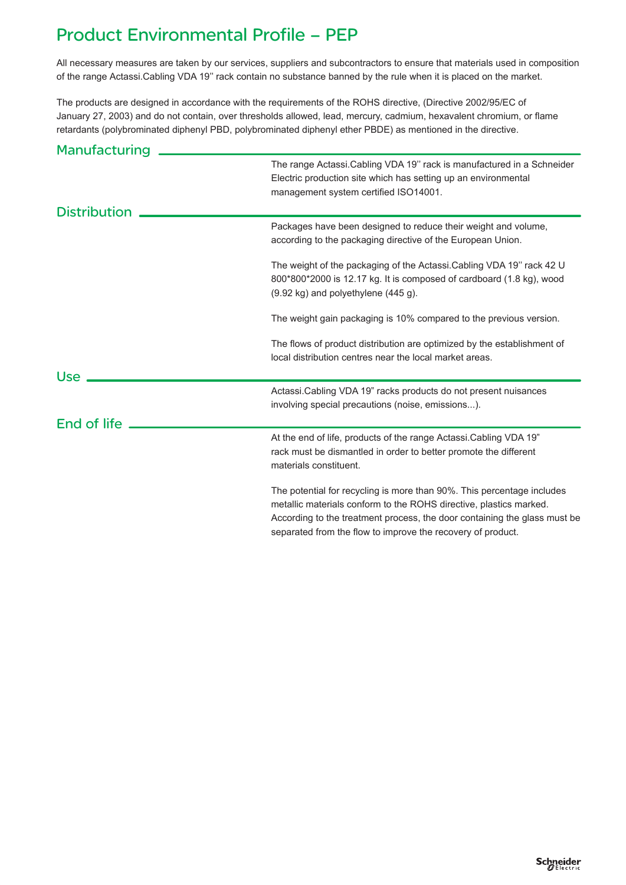# Product Environmental Profile – PEP

All necessary measures are taken by our services, suppliers and subcontractors to ensure that materials used in composition of the range Actassi.Cabling VDA 19'' rack contain no substance banned by the rule when it is placed on the market.

The products are designed in accordance with the requirements of the ROHS directive, (Directive 2002/95/EC of January 27, 2003) and do not contain, over thresholds allowed, lead, mercury, cadmium, hexavalent chromium, or flame retardants (polybrominated diphenyl PBD, polybrominated diphenyl ether PBDE) as mentioned in the directive.

## Manufacturing

The range Actassi.Cabling VDA 19'' rack is manufactured in a Schneider Electric production site which has setting up an environmental management system certified ISO14001.

## Distribution

Packages have been designed to reduce their weight and volume, according to the packaging directive of the European Union.

The weight of the packaging of the Actassi.Cabling VDA 19'' rack 42 U 800*800*2000 is 12.17 kg. It is composed of cardboard (1.8 kg), wood (9.92 kg) and polyethylene (445 g).

The weight gain packaging is 10% compared to the previous version.

The flows of product distribution are optimized by the establishment of local distribution centres near the local market areas.

## Use

Actassi.Cabling VDA 19" racks products do not present nuisances involving special precautions (noise, emissions...).

## End of life

At the end of life, products of the range Actassi.Cabling VDA 19" rack must be dismantled in order to better promote the different materials constituent.

The potential for recycling is more than 90%. This percentage includes metallic materials conform to the ROHS directive, plastics marked. According to the treatment process, the door containing the glass must be separated from the flow to improve the recovery of product.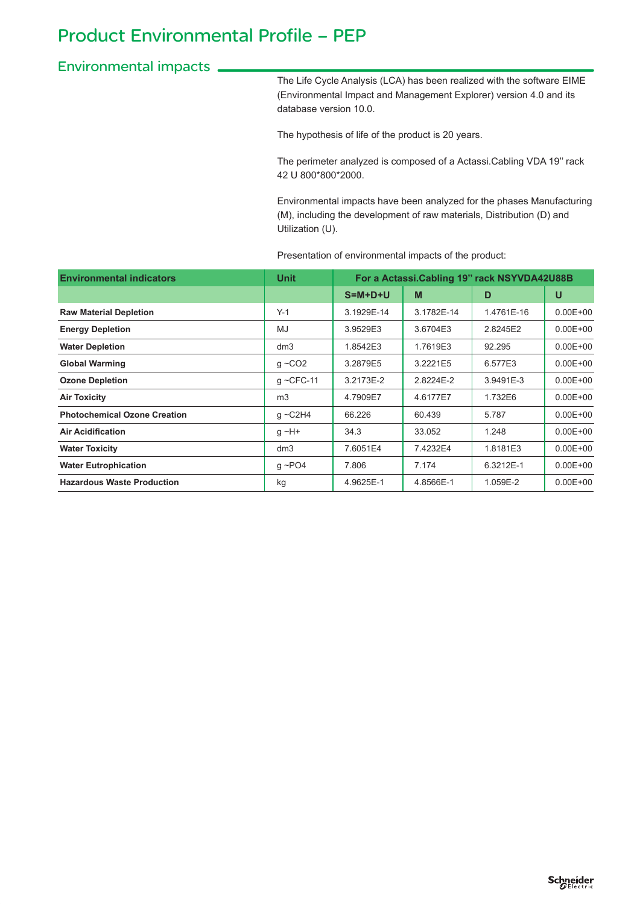# Product Environmental Profile – PEP

## Environmental impacts

The Life Cycle Analysis (LCA) has been realized with the software EIME (Environmental Impact and Management Explorer) version 4.0 and its database version 10.0.

The hypothesis of life of the product is 20 years.

The perimeter analyzed is composed of a Actassi.Cabling VDA 19'' rack 42 U 800*800*2000.

Environmental impacts have been analyzed for the phases Manufacturing (M), including the development of raw materials, Distribution (D) and Utilization (U).

Presentation of environmental impacts of the product:

| Environmental indicators | Unit | For a Actassi.Cabling 19'' rack NSYVDA42U88B | | | |
|---|---|---|---|---|---|
| | | S=M+D+U | M | D | U |
| **Raw Material Depletion** | Y-1 | 3.1929E-14 | 3.1782E-14 | 1.4761E-16 | 0.00E+00 |
| **Energy Depletion** | MJ | 3.9529E3 | 3.6704E3 | 2.8245E2 | 0.00E+00 |
| **Water Depletion** | dm3 | 1.8542E3 | 1.7619E3 | 92.295 | 0.00E+00 |
| **Global Warming** | g ~CO2 | 3.2879E5 | 3.2221E5 | 6.577E3 | 0.00E+00 |
| **Ozone Depletion** | g ~CFC-11 | 3.2173E-2 | 2.8224E-2 | 3.9491E-3 | 0.00E+00 |
| **Air Toxicity** | m3 | 4.7909E7 | 4.6177E7 | 1.732E6 | 0.00E+00 |
| **Photochemical Ozone Creation** | g ~C2H4 | 66.226 | 60.439 | 5.787 | 0.00E+00 |
| **Air Acidification** | g ~H+ | 34.3 | 33.052 | 1.248 | 0.00E+00 |
| **Water Toxicity** | dm3 | 7.6051E4 | 7.4232E4 | 1.8181E3 | 0.00E+00 |
| **Water Eutrophication** | g ~PO4 | 7.806 | 7.174 | 6.3212E-1 | 0.00E+00 |
| **Hazardous Waste Production** | kg | 4.9625E-1 | 4.8566E-1 | 1.059E-2 | 0.00E+00 |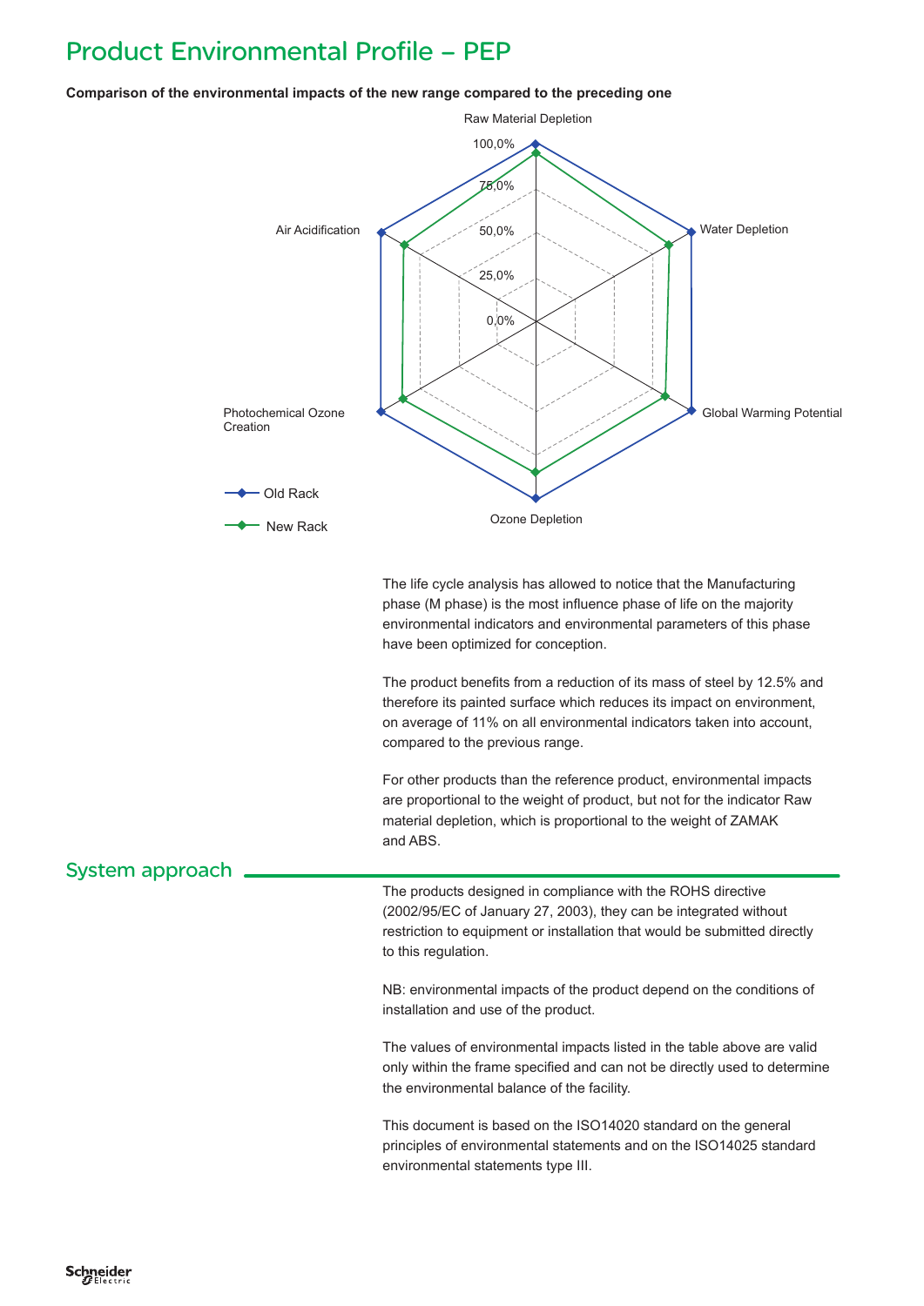# Product Environmental Profile – PEP

**Comparison of the environmental impacts of the new range compared to the preceding one**

Raw Material Depletion

100,0%

75,0%

50,0%

25,0%

0,0%

Water Depletion

Global Warming Potential

Ozone Depletion

Photochemical Ozone Creation

Air Acidification

Old Rack

New Rack

The life cycle analysis has allowed to notice that the Manufacturing phase (M phase) is the most influence phase of life on the majority environmental indicators and environmental parameters of this phase have been optimized for conception.

The product benefits from a reduction of its mass of steel by 12.5% and therefore its painted surface which reduces its impact on environment, on average of 11% on all environmental indicators taken into account, compared to the previous range.

For other products than the reference product, environmental impacts are proportional to the weight of product, but not for the indicator Raw material depletion, which is proportional to the weight of ZAMAK and ABS.

## System approach

The products designed in compliance with the ROHS directive (2002/95/EC of January 27, 2003), they can be integrated without restriction to equipment or installation that would be submitted directly to this regulation.

NB: environmental impacts of the product depend on the conditions of installation and use of the product.

The values of environmental impacts listed in the table above are valid only within the frame specified and can not be directly used to determine the environmental balance of the facility.

This document is based on the ISO14020 standard on the general principles of environmental statements and on the ISO14025 standard environmental statements type III.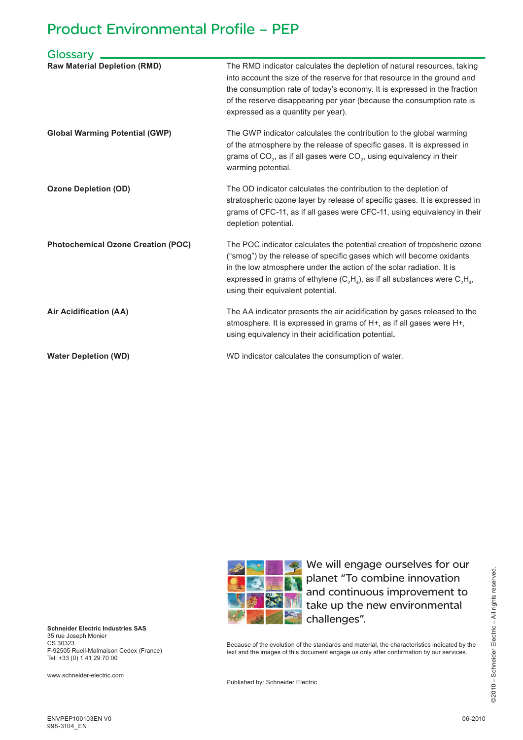# Product Environmental Profile – PEP

## Glossary

| | |
|---|---|
| **Raw Material Depletion (RMD)** | The RMD indicator calculates the depletion of natural resources, taking into account the size of the reserve for that resource in the ground and the consumption rate of today's economy. It is expressed in the fraction of the reserve disappearing per year (because the consumption rate is expressed as a quantity per year). |
| **Global Warming Potential (GWP)** | The GWP indicator calculates the contribution to the global warming of the atmosphere by the release of specific gases. It is expressed in grams of $CO_2$, as if all gases were $CO_2$, using equivalency in their warming potential. |
| **Ozone Depletion (OD)** | The OD indicator calculates the contribution to the depletion of stratospheric ozone layer by release of specific gases. It is expressed in grams of CFC-11, as if all gases were CFC-11, using equivalency in their depletion potential. |
| **Photochemical Ozone Creation (POC)** | The POC indicator calculates the potential creation of troposheric ozone ("smog") by the release of specific gases which will become oxidants in the low atmosphere under the action of the solar radiation. It is expressed in grams of ethylene ($C_2H_4$), as if all substances were $C_2H_4$, using their equivalent potential. |
| **Air Acidification (AA)** | The AA indicator presents the air acidification by gases released to the atmosphere. It is expressed in grams of H+, as if all gases were H+, using equivalency in their acidification potential. |
| **Water Depletion (WD)** | WD indicator calculates the consumption of water. |

We will engage ourselves for our planet "To combine innovation and continuous improvement to take up the new environmental challenges".

**Schneider Electric Industries SAS**
35 rue Joseph Monier
CS 30323
F-92505 Rueil-Malmaison Cedex (France)
Tel: +33 (0) 1 41 29 70 00

www.schneider-electric.com

Because of the evolution of the standards and material, the characteristics indicated by the text and the images of this document engage us only after confirmation by our services.

Published by: Schneider Electric

©2010 – Schneider Electric – All rights reserved.

ENVPEP100103EN V0
998-3104_EN

06-2010